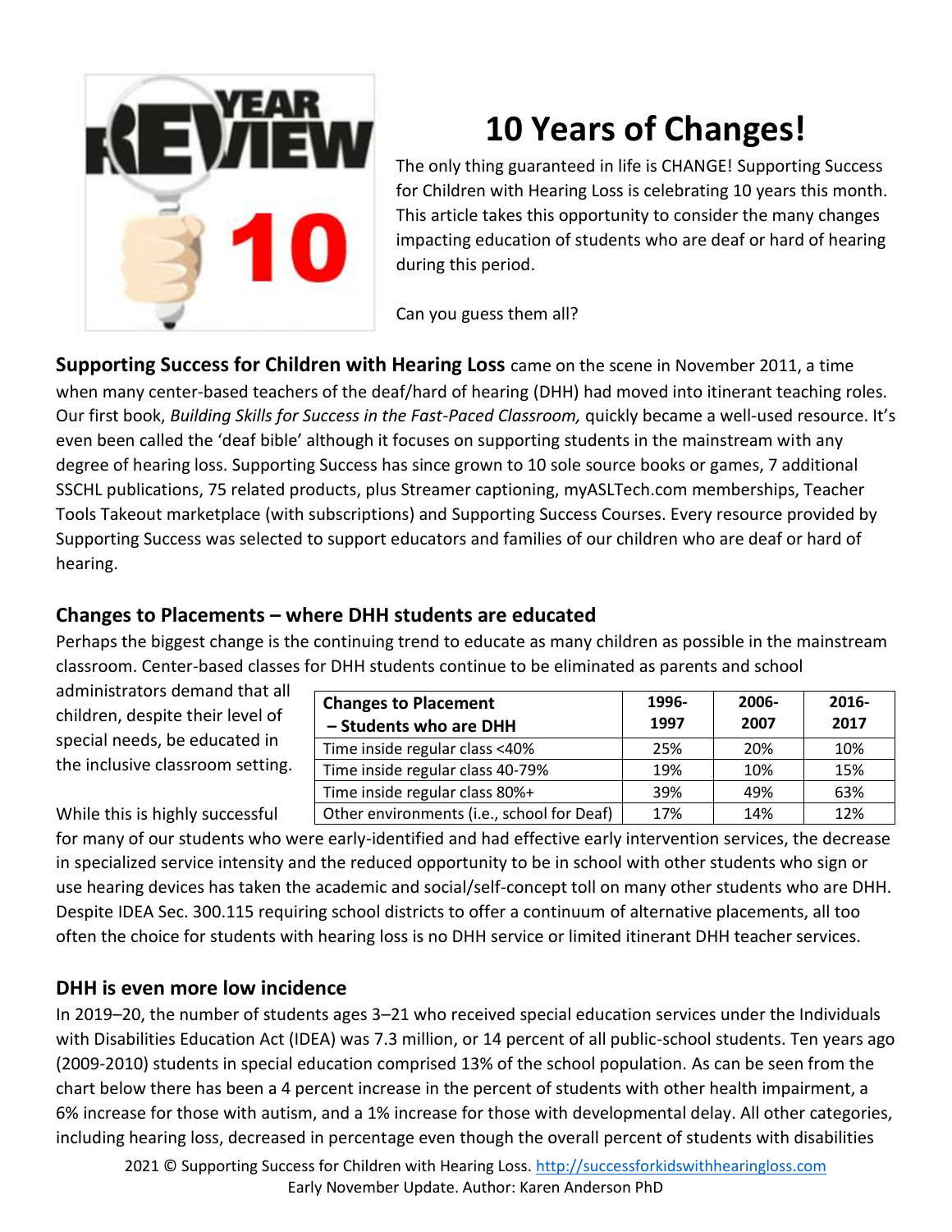# 10 Years of Changes!

The only thing guaranteed in life is CHANGE! Supporting Success for Children with Hearing Loss is celebrating 10 years this month. This article takes this opportunity to consider the many changes impacting education of students who are deaf or hard of hearing during this period.

Can you guess them all?

**Supporting Success for Children with Hearing Loss** came on the scene in November 2011, a time when many center-based teachers of the deaf/hard of hearing (DHH) had moved into itinerant teaching roles. Our first book, *Building Skills for Success in the Fast-Paced Classroom,* quickly became a well-used resource. It's even been called the 'deaf bible' although it focuses on supporting students in the mainstream with any degree of hearing loss. Supporting Success has since grown to 10 sole source books or games, 7 additional SSCHL publications, 75 related products, plus Streamer captioning, myASLTech.com memberships, Teacher Tools Takeout marketplace (with subscriptions) and Supporting Success Courses. Every resource provided by Supporting Success was selected to support educators and families of our children who are deaf or hard of hearing.

## Changes to Placements – where DHH students are educated

Perhaps the biggest change is the continuing trend to educate as many children as possible in the mainstream classroom. Center-based classes for DHH students continue to be eliminated as parents and school administrators demand that all children, despite their level of special needs, be educated in the inclusive classroom setting.

| Changes to Placement – Students who are DHH | 1996-1997 | 2006-2007 | 2016-2017 |
|---|---|---|---|
| Time inside regular class <40% | 25% | 20% | 10% |
| Time inside regular class 40-79% | 19% | 10% | 15% |
| Time inside regular class 80%+ | 39% | 49% | 63% |
| Other environments (i.e., school for Deaf) | 17% | 14% | 12% |

While this is highly successful for many of our students who were early-identified and had effective early intervention services, the decrease in specialized service intensity and the reduced opportunity to be in school with other students who sign or use hearing devices has taken the academic and social/self-concept toll on many other students who are DHH. Despite IDEA Sec. 300.115 requiring school districts to offer a continuum of alternative placements, all too often the choice for students with hearing loss is no DHH service or limited itinerant DHH teacher services.

## DHH is even more low incidence

In 2019–20, the number of students ages 3–21 who received special education services under the Individuals with Disabilities Education Act (IDEA) was 7.3 million, or 14 percent of all public-school students. Ten years ago (2009-2010) students in special education comprised 13% of the school population. As can be seen from the chart below there has been a 4 percent increase in the percent of students with other health impairment, a 6% increase for those with autism, and a 1% increase for those with developmental delay. All other categories, including hearing loss, decreased in percentage even though the overall percent of students with disabilities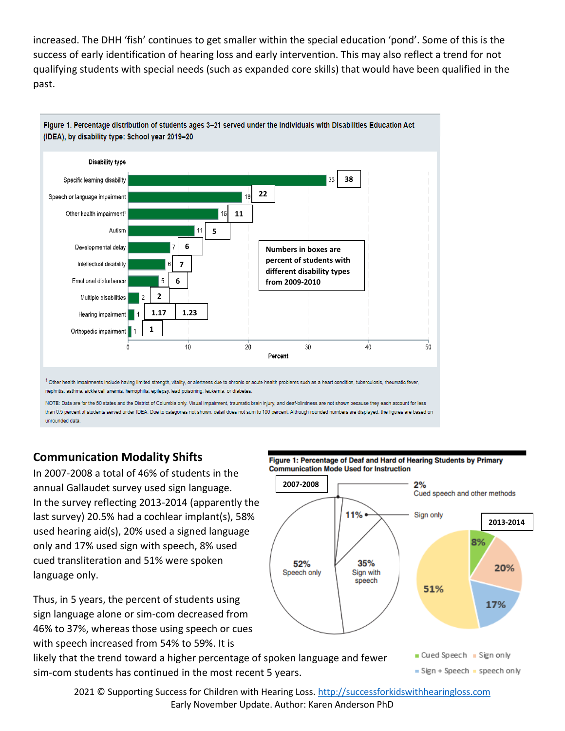increased. The DHH 'fish' continues to get smaller within the special education 'pond'. Some of this is the success of early identification of hearing loss and early intervention. This may also reflect a trend for not qualifying students with special needs (such as expanded core skills) that would have been qualified in the past.

**Figure 1. Percentage distribution of students ages 3–21 served under the Individuals with Disabilities Education Act (IDEA), by disability type: School year 2019–20**

| Disability type | Percent (2019–20) | Percent (2009–2010) |
|---|---|---|
| Specific learning disability | 33 | 38 |
| Speech or language impairment | 19 | 22 |
| Other health impairment[1] | 15 | 11 |
| Autism | 11 | 5 |
| Developmental delay | 7 | 6 |
| Intellectual disability | 6 | 7 |
| Emotional disturbance | 5 | 6 |
| Multiple disabilities | 2 | 2 |
| Hearing impairment | 1 | 1.17 / 1.23 |
| Orthopedic impairment | 1 | 1 |

Numbers in boxes are percent of students with different disability types from 2009-2010

[1] Other health impairments include having limited strength, vitality, or alertness due to chronic or acute health problems such as a heart condition, tuberculosis, rheumatic fever, nephritis, asthma, sickle cell anemia, hemophilia, epilepsy, lead poisoning, leukemia, or diabetes.

NOTE: Data are for the 50 states and the District of Columbia only. Visual impairment, traumatic brain injury, and deaf-blindness are not shown because they each account for less than 0.5 percent of students served under IDEA. Due to categories not shown, detail does not sum to 100 percent. Although rounded numbers are displayed, the figures are based on unrounded data.

## Communication Modality Shifts

In 2007-2008 a total of 46% of students in the annual Gallaudet survey used sign language. In the survey reflecting 2013-2014 (apparently the last survey) 20.5% had a cochlear implant(s), 58% used hearing aid(s), 20% used a signed language only and 17% used sign with speech, 8% used cued transliteration and 51% were spoken language only.

Thus, in 5 years, the percent of students using sign language alone or sim-com decreased from 46% to 37%, whereas those using speech or cues with speech increased from 54% to 59%. It is likely that the trend toward a higher percentage of spoken language and fewer sim-com students has continued in the most recent 5 years.

**Figure 1: Percentage of Deaf and Hard of Hearing Students by Primary Communication Mode Used for Instruction**

| Communication mode | 2007-2008 | 2013-2014 |
|---|---|---|
| Speech only | 52% | 51% |
| Sign with speech | 35% | 17% |
| Sign only | 11% | 20% |
| Cued speech and other methods | 2% | 8% |

2021 © Supporting Success for Children with Hearing Loss. http://successforkidswithhearingloss.com
Early November Update. Author: Karen Anderson PhD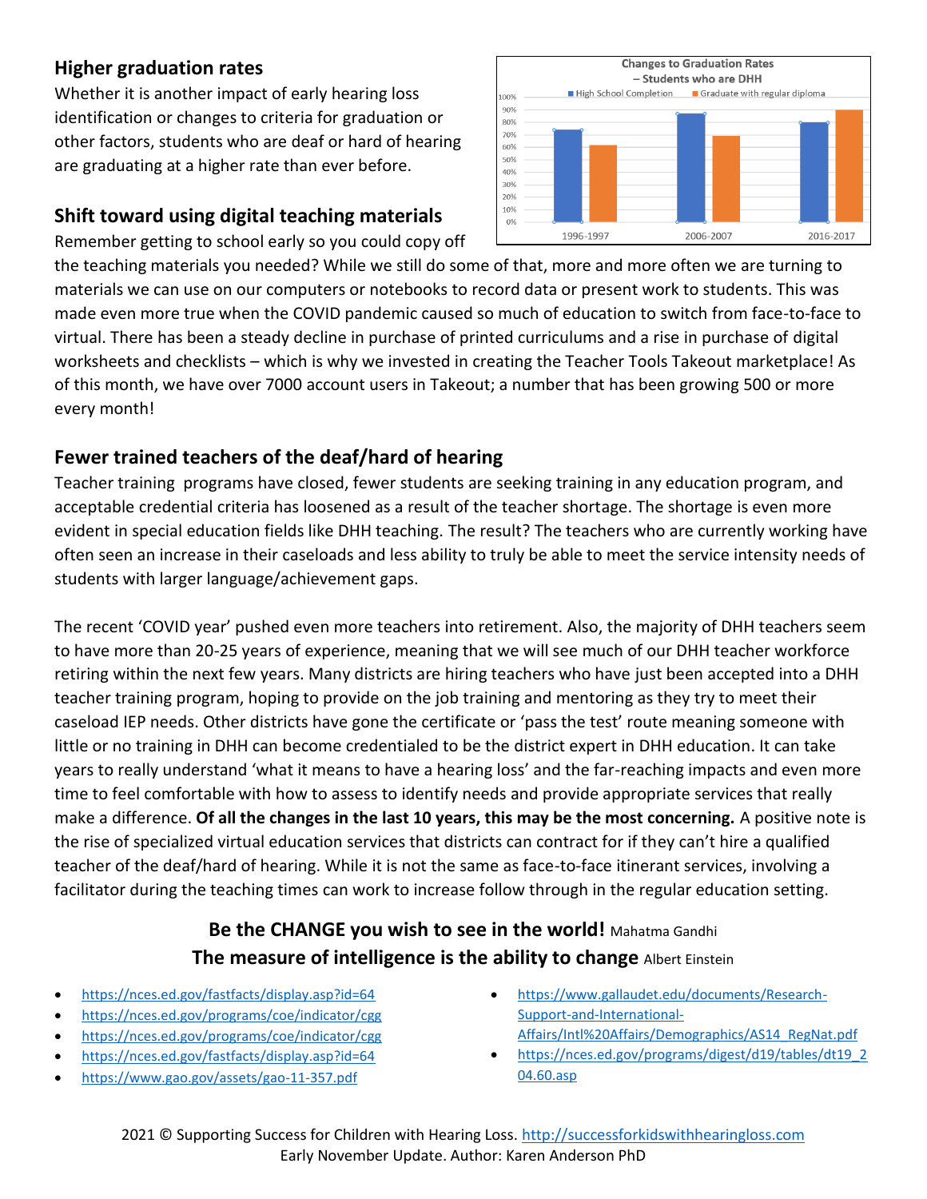## Higher graduation rates

Whether it is another impact of early hearing loss identification or changes to criteria for graduation or other factors, students who are deaf or hard of hearing are graduating at a higher rate than ever before.

Changes to Graduation Rates – Students who are DHH

High School Completion
Graduate with regular diploma

100%
90%
80%
70%
60%
50%
40%
30%
20%
10%
0%

1996-1997
2006-2007
2016-2017

## Shift toward using digital teaching materials

Remember getting to school early so you could copy off the teaching materials you needed? While we still do some of that, more and more often we are turning to materials we can use on our computers or notebooks to record data or present work to students. This was made even more true when the COVID pandemic caused so much of education to switch from face-to-face to virtual. There has been a steady decline in purchase of printed curriculums and a rise in purchase of digital worksheets and checklists – which is why we invested in creating the Teacher Tools Takeout marketplace! As of this month, we have over 7000 account users in Takeout; a number that has been growing 500 or more every month!

## Fewer trained teachers of the deaf/hard of hearing

Teacher training programs have closed, fewer students are seeking training in any education program, and acceptable credential criteria has loosened as a result of the teacher shortage. The shortage is even more evident in special education fields like DHH teaching. The result? The teachers who are currently working have often seen an increase in their caseloads and less ability to truly be able to meet the service intensity needs of students with larger language/achievement gaps.

The recent 'COVID year' pushed even more teachers into retirement. Also, the majority of DHH teachers seem to have more than 20-25 years of experience, meaning that we will see much of our DHH teacher workforce retiring within the next few years. Many districts are hiring teachers who have just been accepted into a DHH teacher training program, hoping to provide on the job training and mentoring as they try to meet their caseload IEP needs. Other districts have gone the certificate or 'pass the test' route meaning someone with little or no training in DHH can become credentialed to be the district expert in DHH education. It can take years to really understand 'what it means to have a hearing loss' and the far-reaching impacts and even more time to feel comfortable with how to assess to identify needs and provide appropriate services that really make a difference. **Of all the changes in the last 10 years, this may be the most concerning.** A positive note is the rise of specialized virtual education services that districts can contract for if they can't hire a qualified teacher of the deaf/hard of hearing. While it is not the same as face-to-face itinerant services, involving a facilitator during the teaching times can work to increase follow through in the regular education setting.

**Be the CHANGE you wish to see in the world!** Mahatma Gandhi

**The measure of intelligence is the ability to change** Albert Einstein

- https://nces.ed.gov/fastfacts/display.asp?id=64
- https://nces.ed.gov/programs/coe/indicator/cgg
- https://nces.ed.gov/programs/coe/indicator/cgg
- https://nces.ed.gov/fastfacts/display.asp?id=64
- https://www.gao.gov/assets/gao-11-357.pdf
- https://www.gallaudet.edu/documents/Research-Support-and-International-Affairs/Intl%20Affairs/Demographics/AS14_RegNat.pdf
- https://nces.ed.gov/programs/digest/d19/tables/dt19_204.60.asp

2021 © Supporting Success for Children with Hearing Loss. http://successforkidswithhearingloss.com
Early November Update. Author: Karen Anderson PhD